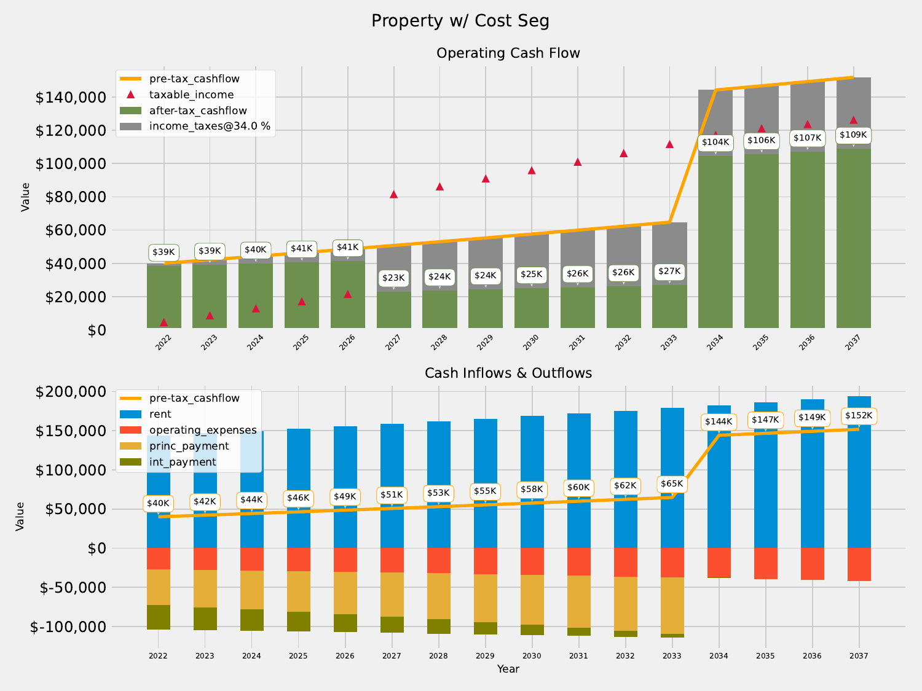# Property w/ Cost Seg

## Operating Cash Flow

Legend: pre-tax_cashflow, taxable_income, after-tax_cashflow, income_taxes@34.0 %

| Year | After-tax cashflow |
|---|---|
| 2022 | $39K |
| 2023 | $39K |
| 2024 | $40K |
| 2025 | $41K |
| 2026 | $41K |
| 2027 | $23K |
| 2028 | $24K |
| 2029 | $24K |
| 2030 | $25K |
| 2031 | $26K |
| 2032 | $26K |
| 2033 | $27K |
| 2034 | $104K |
| 2035 | $106K |
| 2036 | $107K |
| 2037 | $109K |

Value axis: $0, $20,000, $40,000, $60,000, $80,000, $100,000, $120,000, $140,000

## Cash Inflows & Outflows

Legend: pre-tax_cashflow, rent, operating_expenses, princ_payment, int_payment

| Year | Pre-tax cashflow |
|---|---|
| 2022 | $40K |
| 2023 | $42K |
| 2024 | $44K |
| 2025 | $46K |
| 2026 | $49K |
| 2027 | $51K |
| 2028 | $53K |
| 2029 | $55K |
| 2030 | $58K |
| 2031 | $60K |
| 2032 | $62K |
| 2033 | $65K |
| 2034 | $144K |
| 2035 | $147K |
| 2036 | $149K |
| 2037 | $152K |

Value axis: $-100,000, $-50,000, $0, $50,000, $100,000, $150,000, $200,000

Year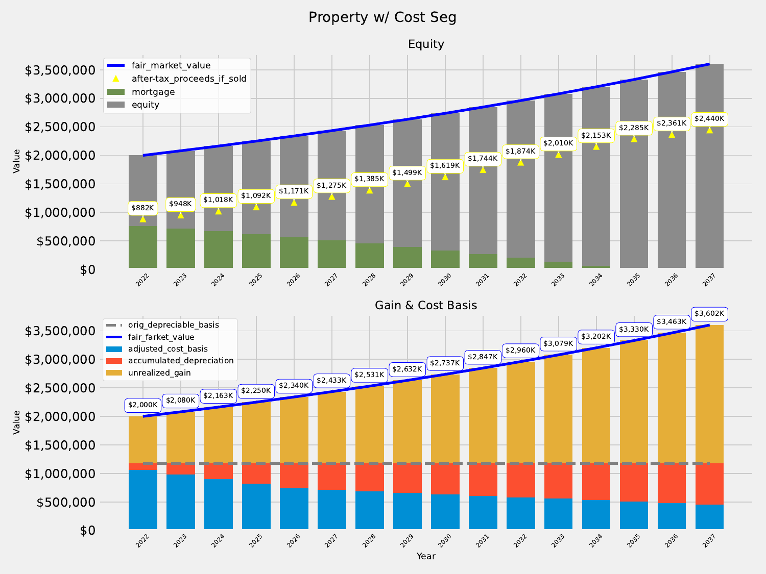# Property w/ Cost Seg

## Equity

fair_market_value
after-tax_proceeds_if_sold
mortgage
equity

Value

$3,500,000
$3,000,000
$2,500,000
$2,000,000
$1,500,000
$1,000,000
$500,000
$0

$882K
$948K
$1,018K
$1,092K
$1,171K
$1,275K
$1,385K
$1,499K
$1,619K
$1,744K
$1,874K
$2,010K
$2,153K
$2,285K
$2,361K
$2,440K

2022 2023 2024 2025 2026 2027 2028 2029 2030 2031 2032 2033 2034 2035 2036 2037

## Gain & Cost Basis

orig_depreciable_basis
fair_farket_value
adjusted_cost_basis
accumulated_depreciation
unrealized_gain

Value

$3,500,000
$3,000,000
$2,500,000
$2,000,000
$1,500,000
$1,000,000
$500,000
$0

$2,000K
$2,080K
$2,163K
$2,250K
$2,340K
$2,433K
$2,531K
$2,632K
$2,737K
$2,847K
$2,960K
$3,079K
$3,202K
$3,330K
$3,463K
$3,602K

2022 2023 2024 2025 2026 2027 2028 2029 2030 2031 2032 2033 2034 2035 2036 2037

Year